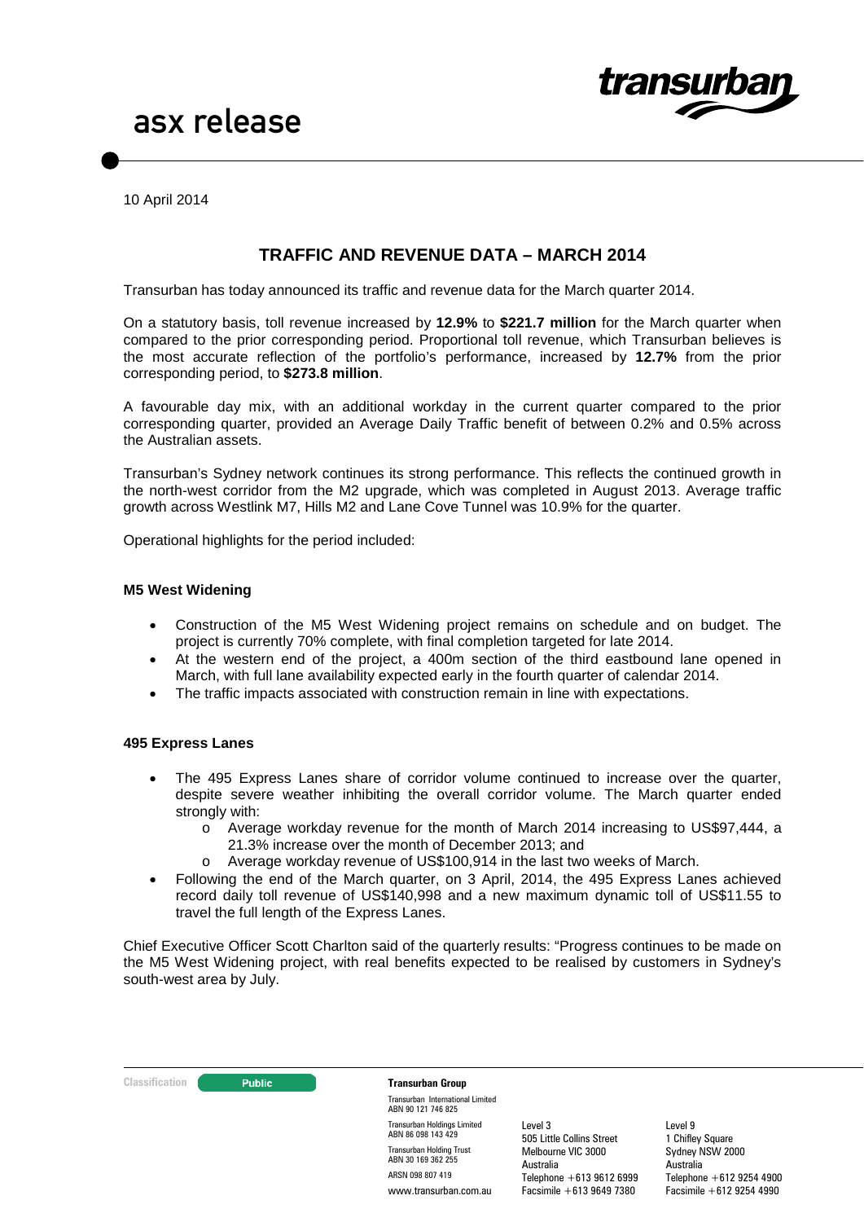asx release

10 April 2014

# TRAFFIC AND REVENUE DATA – MARCH 2014

Transurban has today announced its traffic and revenue data for the March quarter 2014.

On a statutory basis, toll revenue increased by **12.9%** to **$221.7 million** for the March quarter when compared to the prior corresponding period. Proportional toll revenue, which Transurban believes is the most accurate reflection of the portfolio's performance, increased by **12.7%** from the prior corresponding period, to **$273.8 million**.

A favourable day mix, with an additional workday in the current quarter compared to the prior corresponding quarter, provided an Average Daily Traffic benefit of between 0.2% and 0.5% across the Australian assets.

Transurban's Sydney network continues its strong performance. This reflects the continued growth in the north-west corridor from the M2 upgrade, which was completed in August 2013. Average traffic growth across Westlink M7, Hills M2 and Lane Cove Tunnel was 10.9% for the quarter.

Operational highlights for the period included:

### M5 West Widening

- Construction of the M5 West Widening project remains on schedule and on budget. The project is currently 70% complete, with final completion targeted for late 2014.
- At the western end of the project, a 400m section of the third eastbound lane opened in March, with full lane availability expected early in the fourth quarter of calendar 2014.
- The traffic impacts associated with construction remain in line with expectations.

### 495 Express Lanes

- The 495 Express Lanes share of corridor volume continued to increase over the quarter, despite severe weather inhibiting the overall corridor volume. The March quarter ended strongly with:
  - Average workday revenue for the month of March 2014 increasing to US$97,444, a 21.3% increase over the month of December 2013; and
  - Average workday revenue of US$100,914 in the last two weeks of March.
- Following the end of the March quarter, on 3 April, 2014, the 495 Express Lanes achieved record daily toll revenue of US$140,998 and a new maximum dynamic toll of US$11.55 to travel the full length of the Express Lanes.

Chief Executive Officer Scott Charlton said of the quarterly results: "Progress continues to be made on the M5 West Widening project, with real benefits expected to be realised by customers in Sydney's south-west area by July.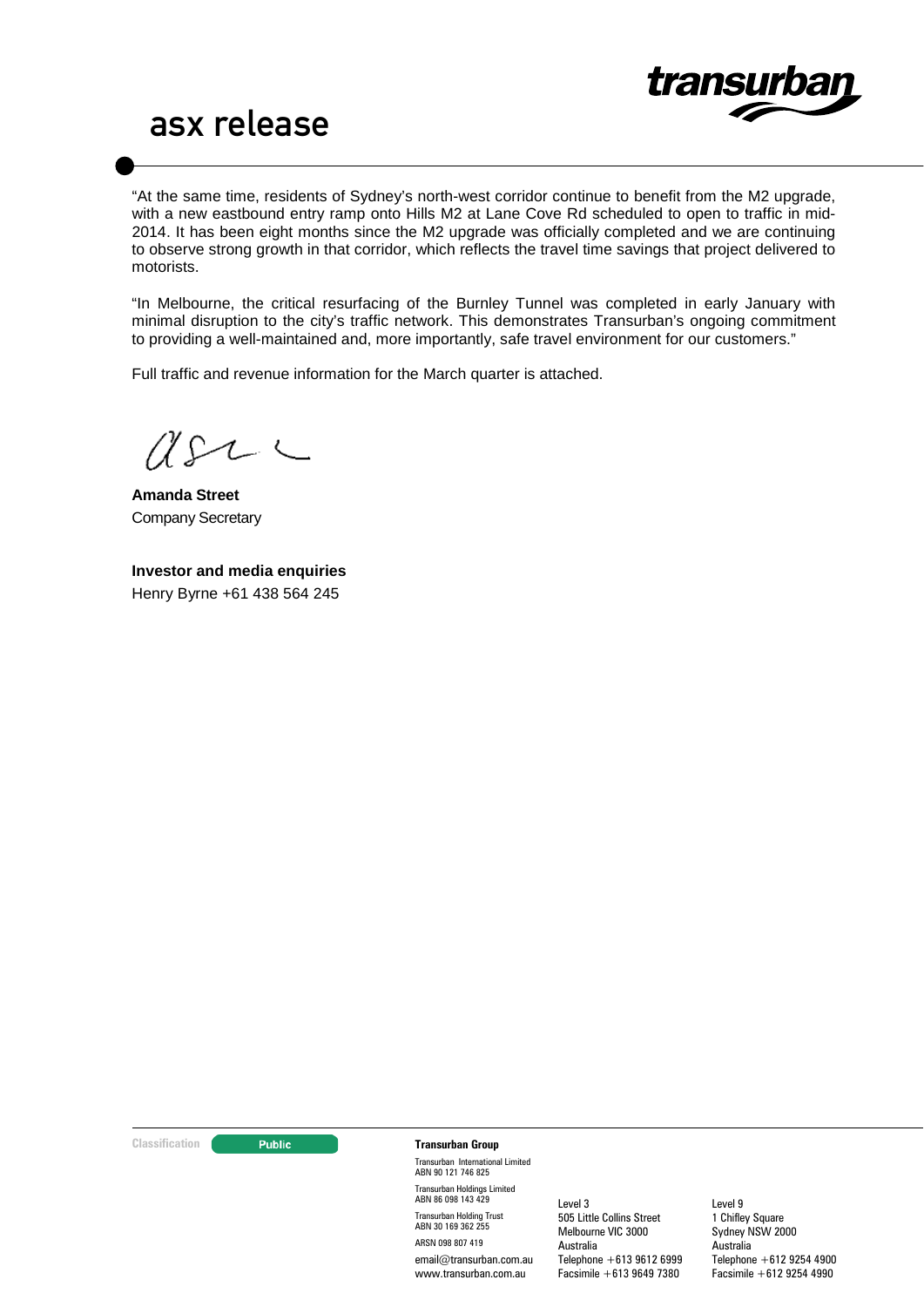"At the same time, residents of Sydney's north-west corridor continue to benefit from the M2 upgrade, with a new eastbound entry ramp onto Hills M2 at Lane Cove Rd scheduled to open to traffic in mid-2014. It has been eight months since the M2 upgrade was officially completed and we are continuing to observe strong growth in that corridor, which reflects the travel time savings that project delivered to motorists.

"In Melbourne, the critical resurfacing of the Burnley Tunnel was completed in early January with minimal disruption to the city's traffic network. This demonstrates Transurban's ongoing commitment to providing a well-maintained and, more importantly, safe travel environment for our customers."

Full traffic and revenue information for the March quarter is attached.

**Amanda Street**
Company Secretary

**Investor and media enquiries**
Henry Byrne +61 438 564 245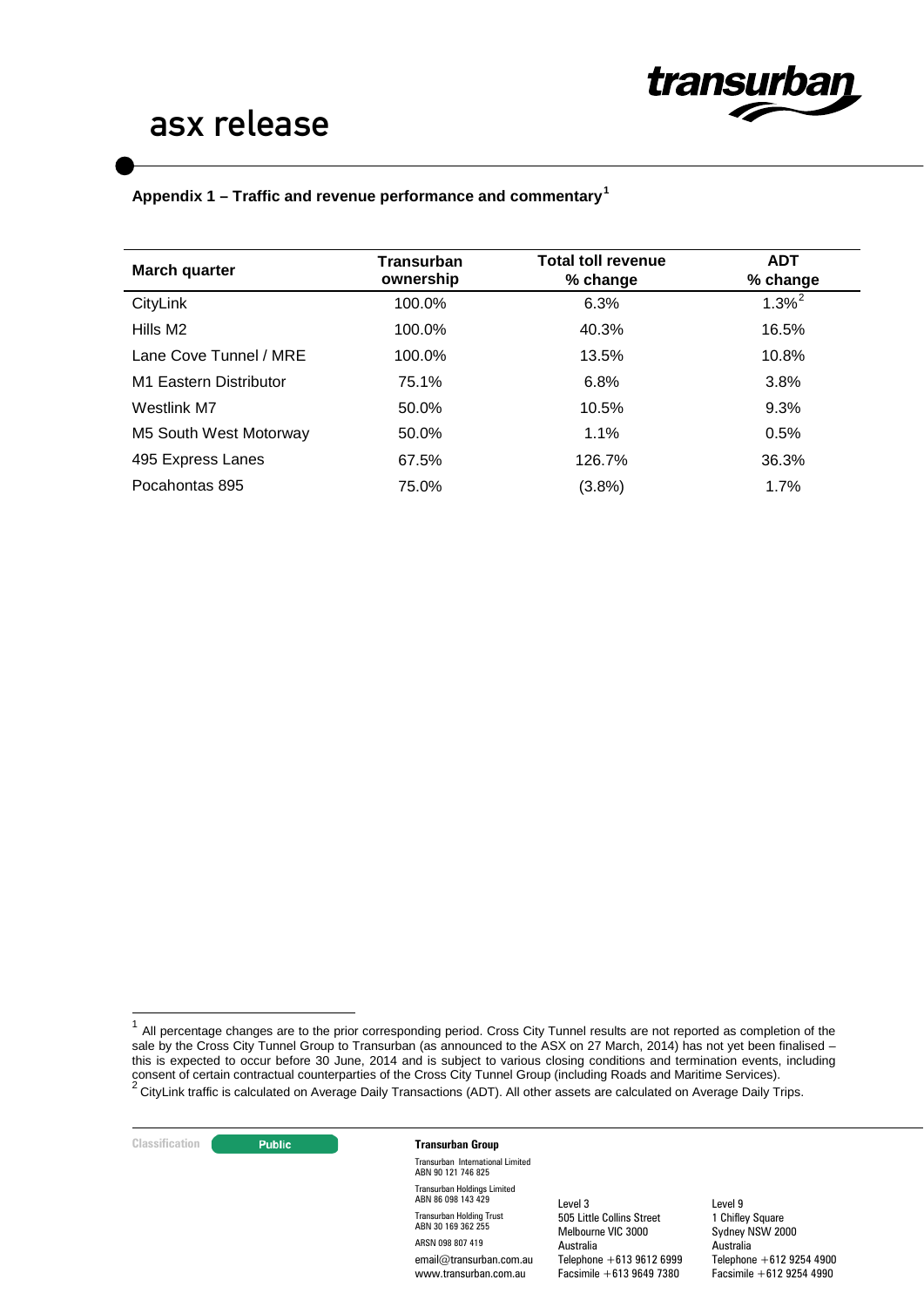**Appendix 1 – Traffic and revenue performance and commentary**[1]

| March quarter | Transurban ownership | Total toll revenue % change | ADT % change |
|---|---|---|---|
| CityLink | 100.0% | 6.3% | 1.3%[2] |
| Hills M2 | 100.0% | 40.3% | 16.5% |
| Lane Cove Tunnel / MRE | 100.0% | 13.5% | 10.8% |
| M1 Eastern Distributor | 75.1% | 6.8% | 3.8% |
| Westlink M7 | 50.0% | 10.5% | 9.3% |
| M5 South West Motorway | 50.0% | 1.1% | 0.5% |
| 495 Express Lanes | 67.5% | 126.7% | 36.3% |
| Pocahontas 895 | 75.0% | (3.8%) | 1.7% |

[1] All percentage changes are to the prior corresponding period. Cross City Tunnel results are not reported as completion of the sale by the Cross City Tunnel Group to Transurban (as announced to the ASX on 27 March, 2014) has not yet been finalised – this is expected to occur before 30 June, 2014 and is subject to various closing conditions and termination events, including consent of certain contractual counterparties of the Cross City Tunnel Group (including Roads and Maritime Services).

[2] CityLink traffic is calculated on Average Daily Transactions (ADT). All other assets are calculated on Average Daily Trips.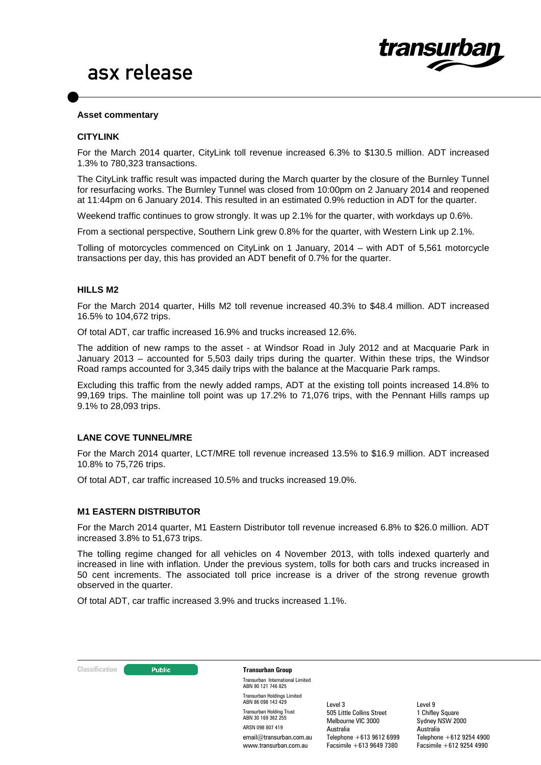## Asset commentary

### CITYLINK

For the March 2014 quarter, CityLink toll revenue increased 6.3% to $130.5 million. ADT increased 1.3% to 780,323 transactions.

The CityLink traffic result was impacted during the March quarter by the closure of the Burnley Tunnel for resurfacing works. The Burnley Tunnel was closed from 10:00pm on 2 January 2014 and reopened at 11:44pm on 6 January 2014. This resulted in an estimated 0.9% reduction in ADT for the quarter.

Weekend traffic continues to grow strongly. It was up 2.1% for the quarter, with workdays up 0.6%.

From a sectional perspective, Southern Link grew 0.8% for the quarter, with Western Link up 2.1%.

Tolling of motorcycles commenced on CityLink on 1 January, 2014 – with ADT of 5,561 motorcycle transactions per day, this has provided an ADT benefit of 0.7% for the quarter.

### HILLS M2

For the March 2014 quarter, Hills M2 toll revenue increased 40.3% to $48.4 million. ADT increased 16.5% to 104,672 trips.

Of total ADT, car traffic increased 16.9% and trucks increased 12.6%.

The addition of new ramps to the asset - at Windsor Road in July 2012 and at Macquarie Park in January 2013 – accounted for 5,503 daily trips during the quarter. Within these trips, the Windsor Road ramps accounted for 3,345 daily trips with the balance at the Macquarie Park ramps.

Excluding this traffic from the newly added ramps, ADT at the existing toll points increased 14.8% to 99,169 trips. The mainline toll point was up 17.2% to 71,076 trips, with the Pennant Hills ramps up 9.1% to 28,093 trips.

### LANE COVE TUNNEL/MRE

For the March 2014 quarter, LCT/MRE toll revenue increased 13.5% to $16.9 million. ADT increased 10.8% to 75,726 trips.

Of total ADT, car traffic increased 10.5% and trucks increased 19.0%.

### M1 EASTERN DISTRIBUTOR

For the March 2014 quarter, M1 Eastern Distributor toll revenue increased 6.8% to $26.0 million. ADT increased 3.8% to 51,673 trips.

The tolling regime changed for all vehicles on 4 November 2013, with tolls indexed quarterly and increased in line with inflation. Under the previous system, tolls for both cars and trucks increased in 50 cent increments. The associated toll price increase is a driver of the strong revenue growth observed in the quarter.

Of total ADT, car traffic increased 3.9% and trucks increased 1.1%.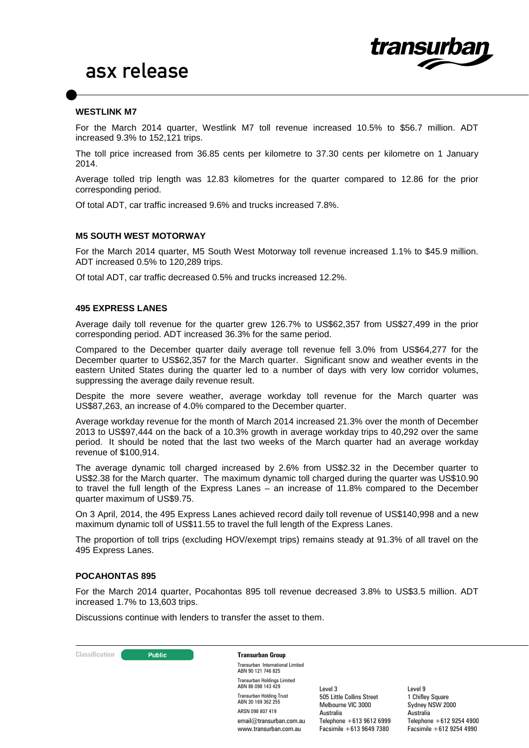## WESTLINK M7

For the March 2014 quarter, Westlink M7 toll revenue increased 10.5% to $56.7 million. ADT increased 9.3% to 152,121 trips.

The toll price increased from 36.85 cents per kilometre to 37.30 cents per kilometre on 1 January 2014.

Average tolled trip length was 12.83 kilometres for the quarter compared to 12.86 for the prior corresponding period.

Of total ADT, car traffic increased 9.6% and trucks increased 7.8%.

## M5 SOUTH WEST MOTORWAY

For the March 2014 quarter, M5 South West Motorway toll revenue increased 1.1% to $45.9 million. ADT increased 0.5% to 120,289 trips.

Of total ADT, car traffic decreased 0.5% and trucks increased 12.2%.

## 495 EXPRESS LANES

Average daily toll revenue for the quarter grew 126.7% to US$62,357 from US$27,499 in the prior corresponding period. ADT increased 36.3% for the same period.

Compared to the December quarter daily average toll revenue fell 3.0% from US$64,277 for the December quarter to US$62,357 for the March quarter. Significant snow and weather events in the eastern United States during the quarter led to a number of days with very low corridor volumes, suppressing the average daily revenue result.

Despite the more severe weather, average workday toll revenue for the March quarter was US$87,263, an increase of 4.0% compared to the December quarter.

Average workday revenue for the month of March 2014 increased 21.3% over the month of December 2013 to US$97,444 on the back of a 10.3% growth in average workday trips to 40,292 over the same period. It should be noted that the last two weeks of the March quarter had an average workday revenue of $100,914.

The average dynamic toll charged increased by 2.6% from US$2.32 in the December quarter to US$2.38 for the March quarter. The maximum dynamic toll charged during the quarter was US$10.90 to travel the full length of the Express Lanes – an increase of 11.8% compared to the December quarter maximum of US$9.75.

On 3 April, 2014, the 495 Express Lanes achieved record daily toll revenue of US$140,998 and a new maximum dynamic toll of US$11.55 to travel the full length of the Express Lanes.

The proportion of toll trips (excluding HOV/exempt trips) remains steady at 91.3% of all travel on the 495 Express Lanes.

## POCAHONTAS 895

For the March 2014 quarter, Pocahontas 895 toll revenue decreased 3.8% to US$3.5 million. ADT increased 1.7% to 13,603 trips.

Discussions continue with lenders to transfer the asset to them.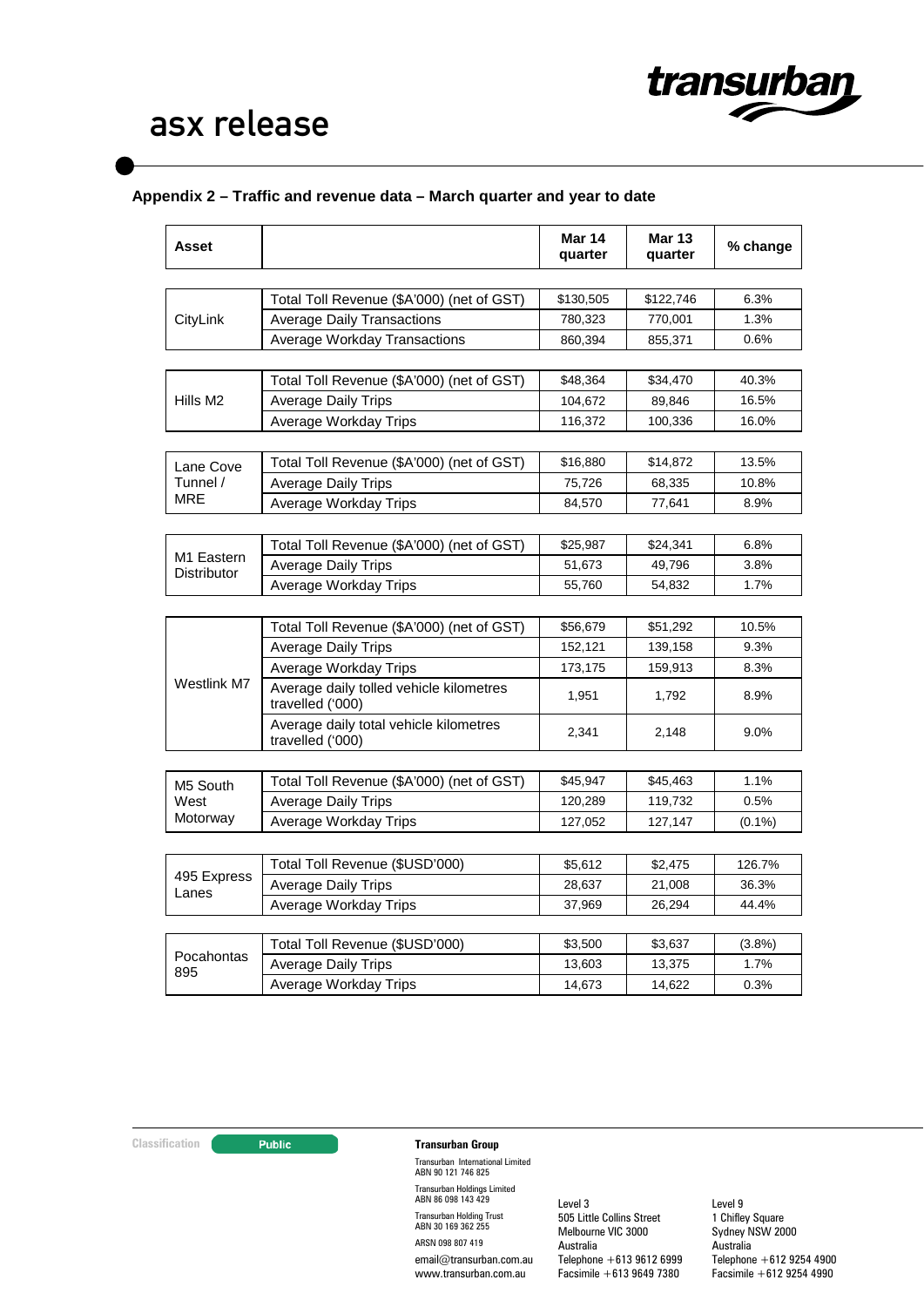## Appendix 2 – Traffic and revenue data – March quarter and year to date

| Asset | | Mar 14 quarter | Mar 13 quarter | % change |
|---|---|---|---|---|
| CityLink | Total Toll Revenue ($A'000) (net of GST) | $130,505 | $122,746 | 6.3% |
| | Average Daily Transactions | 780,323 | 770,001 | 1.3% |
| | Average Workday Transactions | 860,394 | 855,371 | 0.6% |
| Hills M2 | Total Toll Revenue ($A'000) (net of GST) | $48,364 | $34,470 | 40.3% |
| | Average Daily Trips | 104,672 | 89,846 | 16.5% |
| | Average Workday Trips | 116,372 | 100,336 | 16.0% |
| Lane Cove Tunnel / MRE | Total Toll Revenue ($A'000) (net of GST) | $16,880 | $14,872 | 13.5% |
| | Average Daily Trips | 75,726 | 68,335 | 10.8% |
| | Average Workday Trips | 84,570 | 77,641 | 8.9% |
| M1 Eastern Distributor | Total Toll Revenue ($A'000) (net of GST) | $25,987 | $24,341 | 6.8% |
| | Average Daily Trips | 51,673 | 49,796 | 3.8% |
| | Average Workday Trips | 55,760 | 54,832 | 1.7% |
| Westlink M7 | Total Toll Revenue ($A'000) (net of GST) | $56,679 | $51,292 | 10.5% |
| | Average Daily Trips | 152,121 | 139,158 | 9.3% |
| | Average Workday Trips | 173,175 | 159,913 | 8.3% |
| | Average daily tolled vehicle kilometres travelled ('000) | 1,951 | 1,792 | 8.9% |
| | Average daily total vehicle kilometres travelled ('000) | 2,341 | 2,148 | 9.0% |
| M5 South West Motorway | Total Toll Revenue ($A'000) (net of GST) | $45,947 | $45,463 | 1.1% |
| | Average Daily Trips | 120,289 | 119,732 | 0.5% |
| | Average Workday Trips | 127,052 | 127,147 | (0.1%) |
| 495 Express Lanes | Total Toll Revenue ($USD'000) | $5,612 | $2,475 | 126.7% |
| | Average Daily Trips | 28,637 | 21,008 | 36.3% |
| | Average Workday Trips | 37,969 | 26,294 | 44.4% |
| Pocahontas 895 | Total Toll Revenue ($USD'000) | $3,500 | $3,637 | (3.8%) |
| | Average Daily Trips | 13,603 | 13,375 | 1.7% |
| | Average Workday Trips | 14,673 | 14,622 | 0.3% |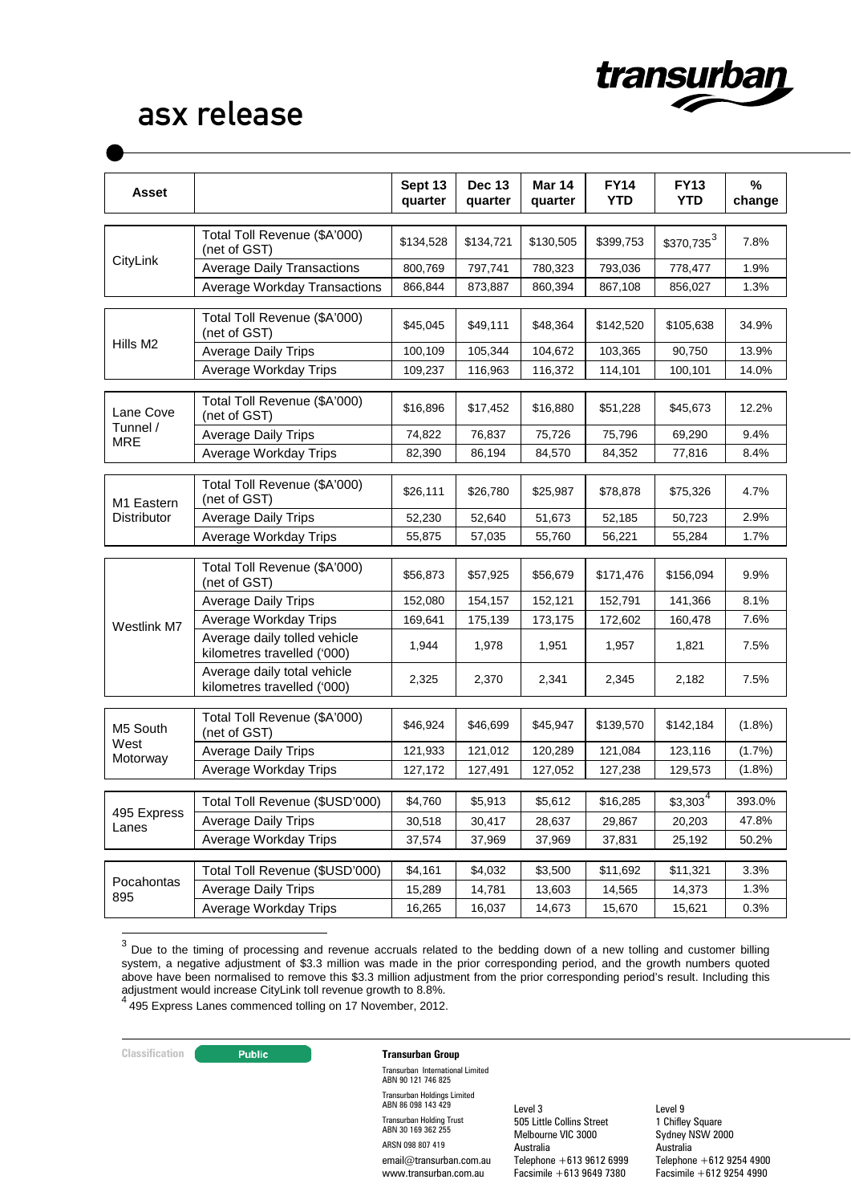| Asset | | Sept 13 quarter | Dec 13 quarter | Mar 14 quarter | FY14 YTD | FY13 YTD | % change |
|---|---|---|---|---|---|---|---|
| CityLink | Total Toll Revenue ($A'000) (net of GST) | $134,528 | $134,721 | $130,505 | $399,753 | $370,735[3] | 7.8% |
| | Average Daily Transactions | 800,769 | 797,741 | 780,323 | 793,036 | 778,477 | 1.9% |
| | Average Workday Transactions | 866,844 | 873,887 | 860,394 | 867,108 | 856,027 | 1.3% |
| Hills M2 | Total Toll Revenue ($A'000) (net of GST) | $45,045 | $49,111 | $48,364 | $142,520 | $105,638 | 34.9% |
| | Average Daily Trips | 100,109 | 105,344 | 104,672 | 103,365 | 90,750 | 13.9% |
| | Average Workday Trips | 109,237 | 116,963 | 116,372 | 114,101 | 100,101 | 14.0% |
| Lane Cove Tunnel / MRE | Total Toll Revenue ($A'000) (net of GST) | $16,896 | $17,452 | $16,880 | $51,228 | $45,673 | 12.2% |
| | Average Daily Trips | 74,822 | 76,837 | 75,726 | 75,796 | 69,290 | 9.4% |
| | Average Workday Trips | 82,390 | 86,194 | 84,570 | 84,352 | 77,816 | 8.4% |
| M1 Eastern Distributor | Total Toll Revenue ($A'000) (net of GST) | $26,111 | $26,780 | $25,987 | $78,878 | $75,326 | 4.7% |
| | Average Daily Trips | 52,230 | 52,640 | 51,673 | 52,185 | 50,723 | 2.9% |
| | Average Workday Trips | 55,875 | 57,035 | 55,760 | 56,221 | 55,284 | 1.7% |
| Westlink M7 | Total Toll Revenue ($A'000) (net of GST) | $56,873 | $57,925 | $56,679 | $171,476 | $156,094 | 9.9% |
| | Average Daily Trips | 152,080 | 154,157 | 152,121 | 152,791 | 141,366 | 8.1% |
| | Average Workday Trips | 169,641 | 175,139 | 173,175 | 172,602 | 160,478 | 7.6% |
| | Average daily tolled vehicle kilometres travelled ('000) | 1,944 | 1,978 | 1,951 | 1,957 | 1,821 | 7.5% |
| | Average daily total vehicle kilometres travelled ('000) | 2,325 | 2,370 | 2,341 | 2,345 | 2,182 | 7.5% |
| M5 South West Motorway | Total Toll Revenue ($A'000) (net of GST) | $46,924 | $46,699 | $45,947 | $139,570 | $142,184 | (1.8%) |
| | Average Daily Trips | 121,933 | 121,012 | 120,289 | 121,084 | 123,116 | (1.7%) |
| | Average Workday Trips | 127,172 | 127,491 | 127,052 | 127,238 | 129,573 | (1.8%) |
| 495 Express Lanes | Total Toll Revenue ($USD'000) | $4,760 | $5,913 | $5,612 | $16,285 | $3,303[4] | 393.0% |
| | Average Daily Trips | 30,518 | 30,417 | 28,637 | 29,867 | 20,203 | 47.8% |
| | Average Workday Trips | 37,574 | 37,969 | 37,969 | 37,831 | 25,192 | 50.2% |
| Pocahontas 895 | Total Toll Revenue ($USD'000) | $4,161 | $4,032 | $3,500 | $11,692 | $11,321 | 3.3% |
| | Average Daily Trips | 15,289 | 14,781 | 13,603 | 14,565 | 14,373 | 1.3% |
| | Average Workday Trips | 16,265 | 16,037 | 14,673 | 15,670 | 15,621 | 0.3% |

[3] Due to the timing of processing and revenue accruals related to the bedding down of a new tolling and customer billing system, a negative adjustment of $3.3 million was made in the prior corresponding period, and the growth numbers quoted above have been normalised to remove this $3.3 million adjustment from the prior corresponding period's result. Including this adjustment would increase CityLink toll revenue growth to 8.8%.

[4] 495 Express Lanes commenced tolling on 17 November, 2012.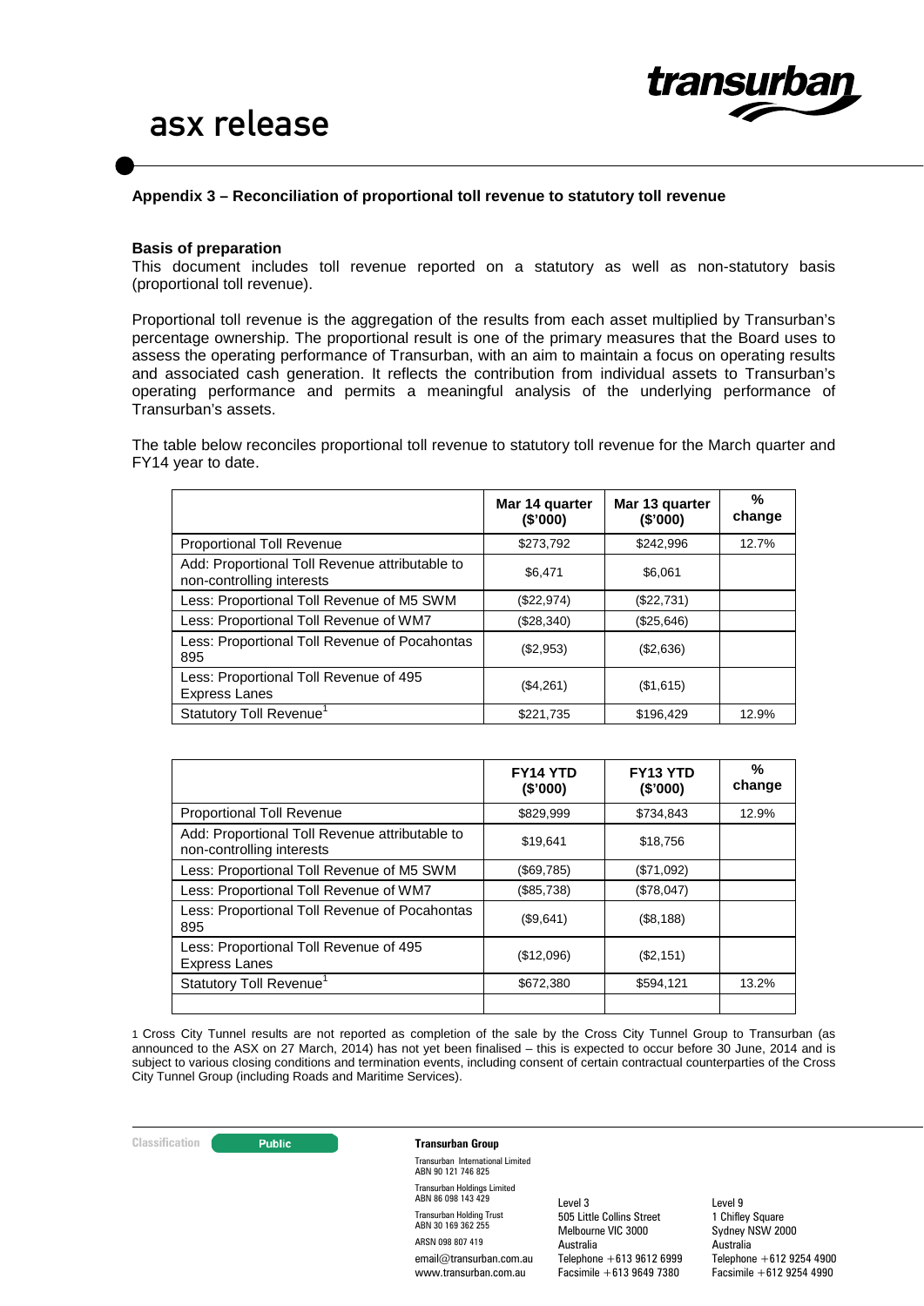## Appendix 3 – Reconciliation of proportional toll revenue to statutory toll revenue

**Basis of preparation**

This document includes toll revenue reported on a statutory as well as non-statutory basis (proportional toll revenue).

Proportional toll revenue is the aggregation of the results from each asset multiplied by Transurban's percentage ownership. The proportional result is one of the primary measures that the Board uses to assess the operating performance of Transurban, with an aim to maintain a focus on operating results and associated cash generation. It reflects the contribution from individual assets to Transurban's operating performance and permits a meaningful analysis of the underlying performance of Transurban's assets.

The table below reconciles proportional toll revenue to statutory toll revenue for the March quarter and FY14 year to date.

| | Mar 14 quarter ($'000) | Mar 13 quarter ($'000) | % change |
|---|---|---|---|
| Proportional Toll Revenue | $273,792 | $242,996 | 12.7% |
| Add: Proportional Toll Revenue attributable to non-controlling interests | $6,471 | $6,061 | |
| Less: Proportional Toll Revenue of M5 SWM | ($22,974) | ($22,731) | |
| Less: Proportional Toll Revenue of WM7 | ($28,340) | ($25,646) | |
| Less: Proportional Toll Revenue of Pocahontas 895 | ($2,953) | ($2,636) | |
| Less: Proportional Toll Revenue of 495 Express Lanes | ($4,261) | ($1,615) | |
| Statutory Toll Revenue[1] | $221,735 | $196,429 | 12.9% |

| | FY14 YTD ($'000) | FY13 YTD ($'000) | % change |
|---|---|---|---|
| Proportional Toll Revenue | $829,999 | $734,843 | 12.9% |
| Add: Proportional Toll Revenue attributable to non-controlling interests | $19,641 | $18,756 | |
| Less: Proportional Toll Revenue of M5 SWM | ($69,785) | ($71,092) | |
| Less: Proportional Toll Revenue of WM7 | ($85,738) | ($78,047) | |
| Less: Proportional Toll Revenue of Pocahontas 895 | ($9,641) | ($8,188) | |
| Less: Proportional Toll Revenue of 495 Express Lanes | ($12,096) | ($2,151) | |
| Statutory Toll Revenue[1] | $672,380 | $594,121 | 13.2% |
| | | | |

1 Cross City Tunnel results are not reported as completion of the sale by the Cross City Tunnel Group to Transurban (as announced to the ASX on 27 March, 2014) has not yet been finalised – this is expected to occur before 30 June, 2014 and is subject to various closing conditions and termination events, including consent of certain contractual counterparties of the Cross City Tunnel Group (including Roads and Maritime Services).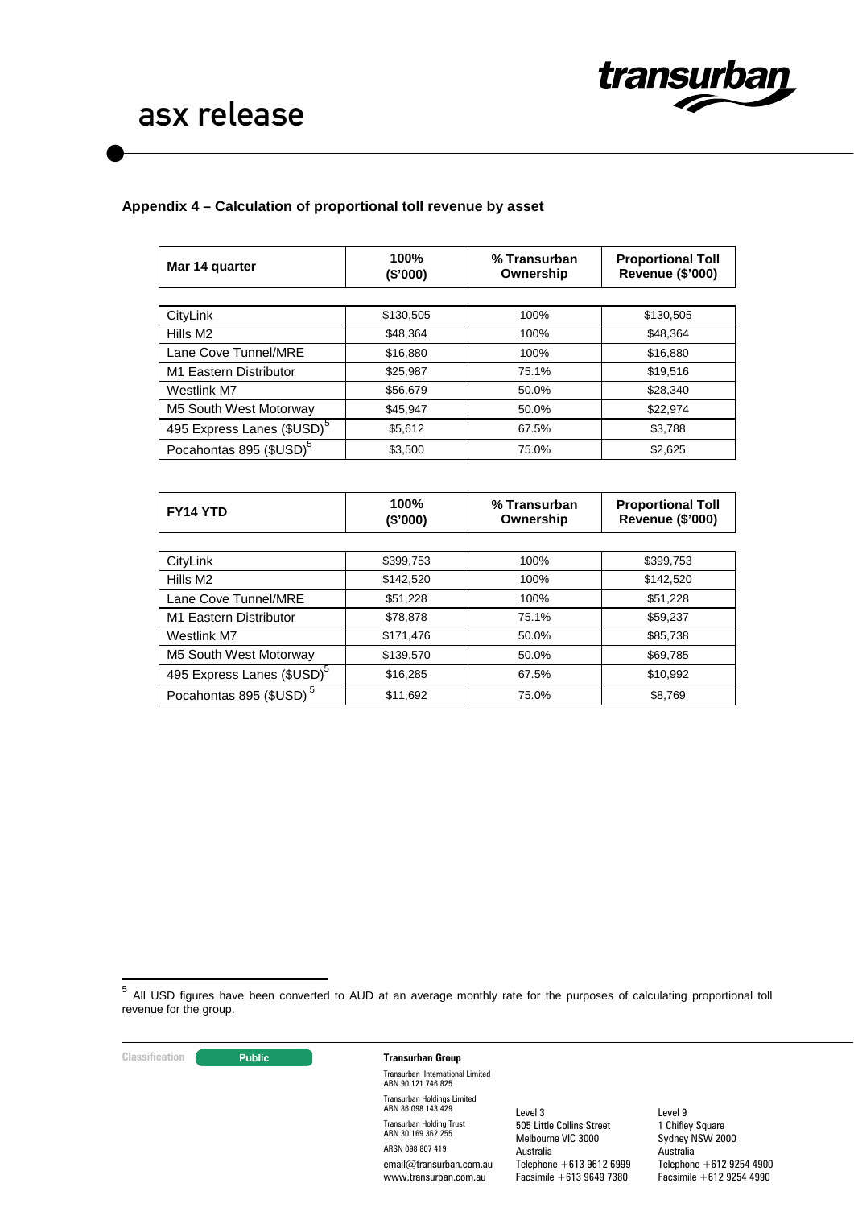## Appendix 4 – Calculation of proportional toll revenue by asset

| Mar 14 quarter | 100% ($'000) | % Transurban Ownership | Proportional Toll Revenue ($'000) |
|---|---|---|---|
| CityLink | $130,505 | 100% | $130,505 |
| Hills M2 | $48,364 | 100% | $48,364 |
| Lane Cove Tunnel/MRE | $16,880 | 100% | $16,880 |
| M1 Eastern Distributor | $25,987 | 75.1% | $19,516 |
| Westlink M7 | $56,679 | 50.0% | $28,340 |
| M5 South West Motorway | $45,947 | 50.0% | $22,974 |
| 495 Express Lanes ($USD)[5] | $5,612 | 67.5% | $3,788 |
| Pocahontas 895 ($USD)[5] | $3,500 | 75.0% | $2,625 |

| FY14 YTD | 100% ($'000) | % Transurban Ownership | Proportional Toll Revenue ($'000) |
|---|---|---|---|
| CityLink | $399,753 | 100% | $399,753 |
| Hills M2 | $142,520 | 100% | $142,520 |
| Lane Cove Tunnel/MRE | $51,228 | 100% | $51,228 |
| M1 Eastern Distributor | $78,878 | 75.1% | $59,237 |
| Westlink M7 | $171,476 | 50.0% | $85,738 |
| M5 South West Motorway | $139,570 | 50.0% | $69,785 |
| 495 Express Lanes ($USD)[5] | $16,285 | 67.5% | $10,992 |
| Pocahontas 895 ($USD)[5] | $11,692 | 75.0% | $8,769 |

[5] All USD figures have been converted to AUD at an average monthly rate for the purposes of calculating proportional toll revenue for the group.